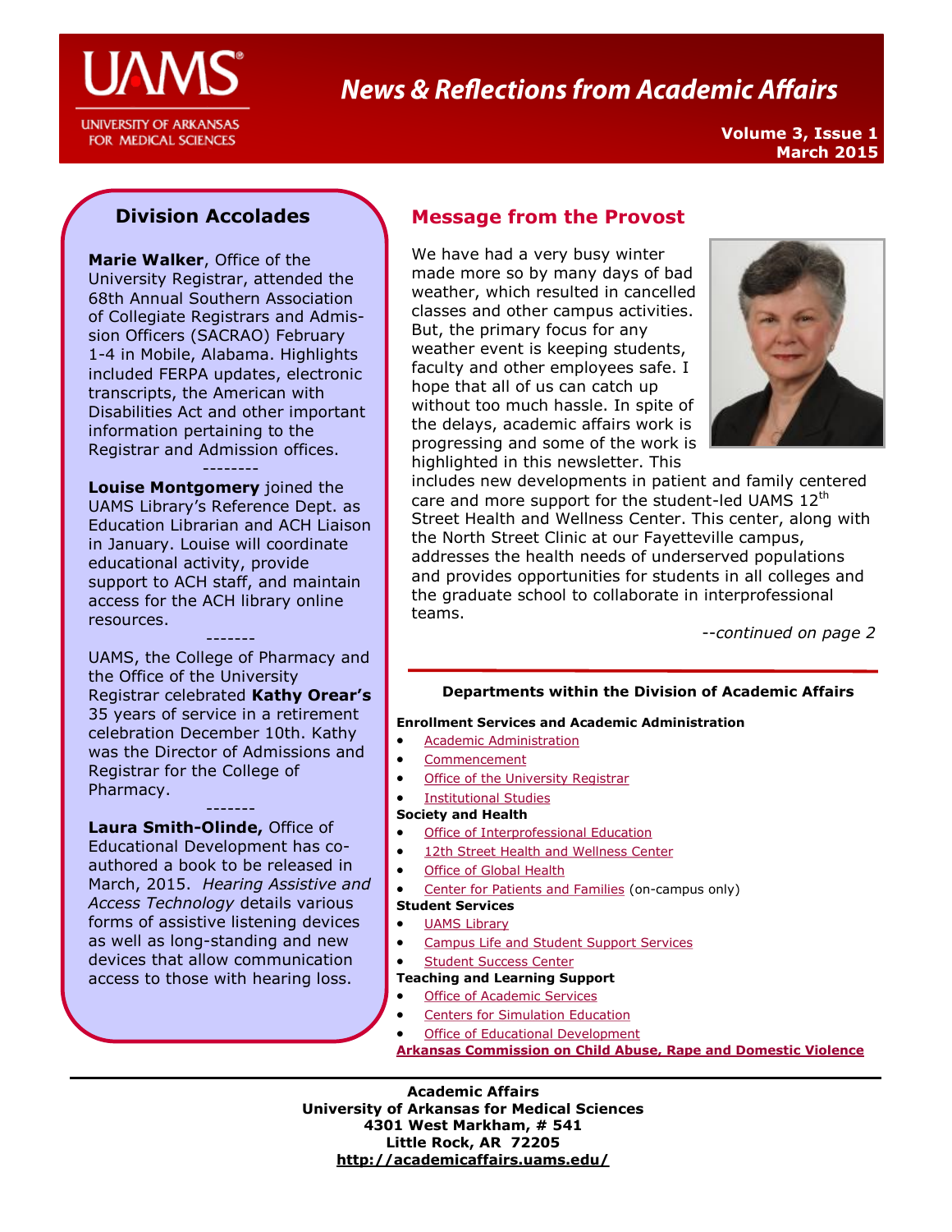# News & Reflections from Academic Affairs

UAMS — University of Arkansas for Medical Sciences

**Volume 3, Issue 1**
**March 2015**

## Division Accolades

**Marie Walker**, Office of the University Registrar, attended the 68th Annual Southern Association of Collegiate Registrars and Admission Officers (SACRAO) February 1-4 in Mobile, Alabama. Highlights included FERPA updates, electronic transcripts, the American with Disabilities Act and other important information pertaining to the Registrar and Admission offices.

--------

**Louise Montgomery** joined the UAMS Library's Reference Dept. as Education Librarian and ACH Liaison in January. Louise will coordinate educational activity, provide support to ACH staff, and maintain access for the ACH library online resources.

-------

UAMS, the College of Pharmacy and the Office of the University Registrar celebrated **Kathy Orear's** 35 years of service in a retirement celebration December 10th. Kathy was the Director of Admissions and Registrar for the College of Pharmacy.

-------

**Laura Smith-Olinde,** Office of Educational Development has co-authored a book to be released in March, 2015. *Hearing Assistive and Access Technology* details various forms of assistive listening devices as well as long-standing and new devices that allow communication access to those with hearing loss.

## Message from the Provost

We have had a very busy winter made more so by many days of bad weather, which resulted in cancelled classes and other campus activities. But, the primary focus for any weather event is keeping students, faculty and other employees safe. I hope that all of us can catch up without too much hassle. In spite of the delays, academic affairs work is progressing and some of the work is highlighted in this newsletter. This includes new developments in patient and family centered care and more support for the student-led UAMS 12th Street Health and Wellness Center. This center, along with the North Street Clinic at our Fayetteville campus, addresses the health needs of underserved populations and provides opportunities for students in all colleges and the graduate school to collaborate in interprofessional teams.

*--continued on page 2*

### Departments within the Division of Academic Affairs

**Enrollment Services and Academic Administration**

- Academic Administration
- Commencement
- Office of the University Registrar
- Institutional Studies

**Society and Health**

- Office of Interprofessional Education
- 12th Street Health and Wellness Center
- Office of Global Health
- Center for Patients and Families (on-campus only)

**Student Services**

- UAMS Library
- Campus Life and Student Support Services
- Student Success Center

**Teaching and Learning Support**

- Office of Academic Services
- Centers for Simulation Education
- Office of Educational Development

**Arkansas Commission on Child Abuse, Rape and Domestic Violence**

**Academic Affairs**
**University of Arkansas for Medical Sciences**
**4301 West Markham, # 541**
**Little Rock, AR 72205**
**http://academicaffairs.uams.edu/**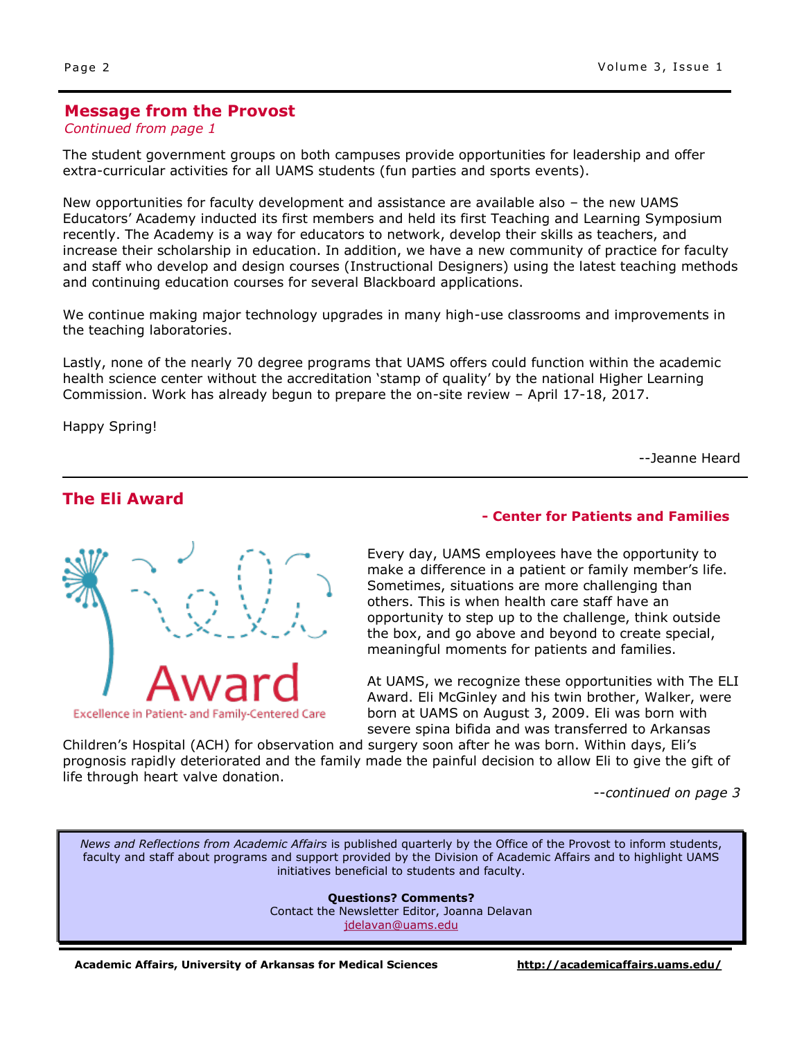## Message from the Provost

*Continued from page 1*

The student government groups on both campuses provide opportunities for leadership and offer extra-curricular activities for all UAMS students (fun parties and sports events).

New opportunities for faculty development and assistance are available also – the new UAMS Educators' Academy inducted its first members and held its first Teaching and Learning Symposium recently. The Academy is a way for educators to network, develop their skills as teachers, and increase their scholarship in education. In addition, we have a new community of practice for faculty and staff who develop and design courses (Instructional Designers) using the latest teaching methods and continuing education courses for several Blackboard applications.

We continue making major technology upgrades in many high-use classrooms and improvements in the teaching laboratories.

Lastly, none of the nearly 70 degree programs that UAMS offers could function within the academic health science center without the accreditation 'stamp of quality' by the national Higher Learning Commission. Work has already begun to prepare the on-site review – April 17-18, 2017.

Happy Spring!

--Jeanne Heard

## The Eli Award

**- Center for Patients and Families**

Eli Award

Excellence in Patient- and Family-Centered Care

Every day, UAMS employees have the opportunity to make a difference in a patient or family member's life. Sometimes, situations are more challenging than others. This is when health care staff have an opportunity to step up to the challenge, think outside the box, and go above and beyond to create special, meaningful moments for patients and families.

At UAMS, we recognize these opportunities with The ELI Award. Eli McGinley and his twin brother, Walker, were born at UAMS on August 3, 2009. Eli was born with severe spina bifida and was transferred to Arkansas Children's Hospital (ACH) for observation and surgery soon after he was born. Within days, Eli's prognosis rapidly deteriorated and the family made the painful decision to allow Eli to give the gift of life through heart valve donation.

*--continued on page 3*

*News and Reflections from Academic Affairs* is published quarterly by the Office of the Provost to inform students, faculty and staff about programs and support provided by the Division of Academic Affairs and to highlight UAMS initiatives beneficial to students and faculty.

**Questions? Comments?**
Contact the Newsletter Editor, Joanna Delavan
jdelavan@uams.edu

**Academic Affairs, University of Arkansas for Medical Sciences** **http://academicaffairs.uams.edu/**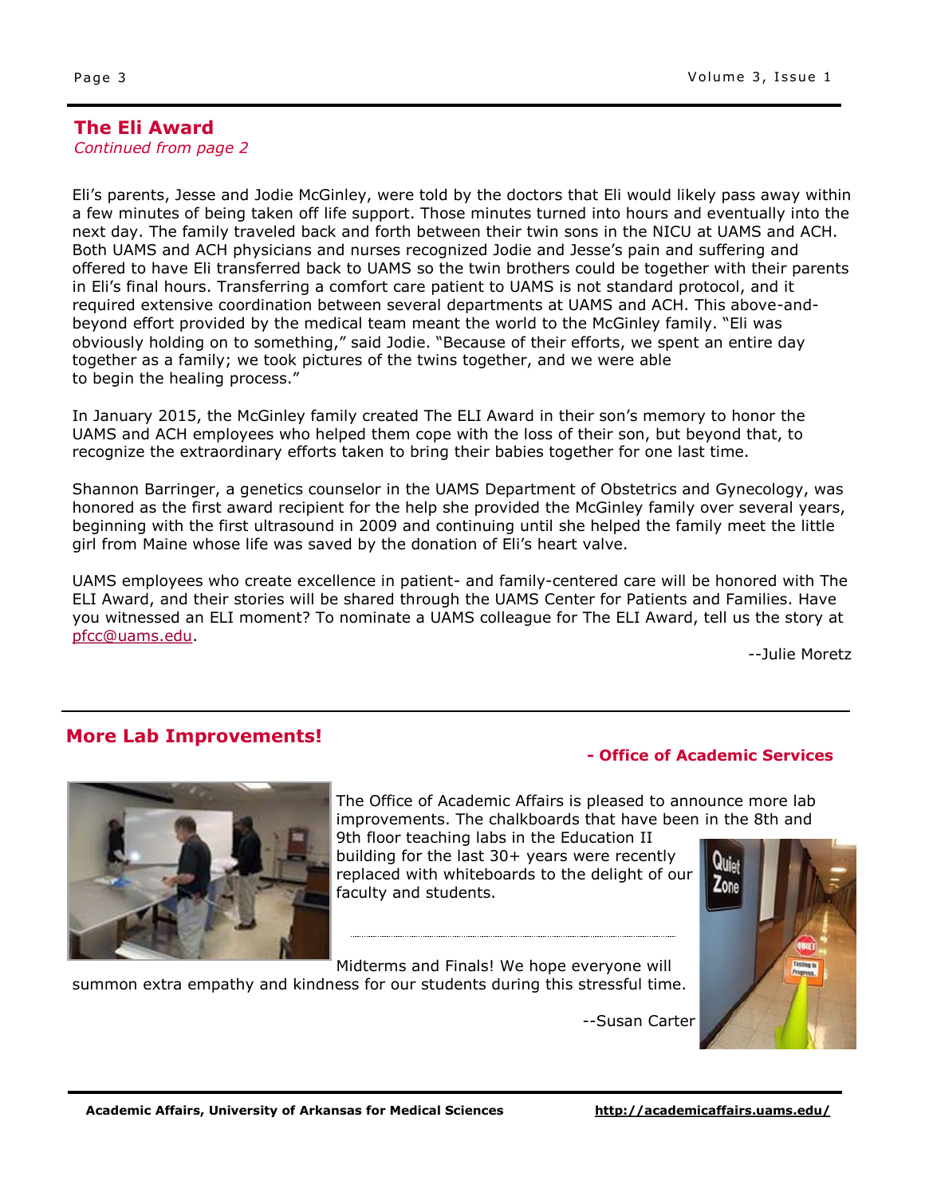## The Eli Award

*Continued from page 2*

Eli's parents, Jesse and Jodie McGinley, were told by the doctors that Eli would likely pass away within a few minutes of being taken off life support. Those minutes turned into hours and eventually into the next day. The family traveled back and forth between their twin sons in the NICU at UAMS and ACH. Both UAMS and ACH physicians and nurses recognized Jodie and Jesse's pain and suffering and offered to have Eli transferred back to UAMS so the twin brothers could be together with their parents in Eli's final hours. Transferring a comfort care patient to UAMS is not standard protocol, and it required extensive coordination between several departments at UAMS and ACH. This above-and-beyond effort provided by the medical team meant the world to the McGinley family. "Eli was obviously holding on to something," said Jodie. "Because of their efforts, we spent an entire day together as a family; we took pictures of the twins together, and we were able to begin the healing process."

In January 2015, the McGinley family created The ELI Award in their son's memory to honor the UAMS and ACH employees who helped them cope with the loss of their son, but beyond that, to recognize the extraordinary efforts taken to bring their babies together for one last time.

Shannon Barringer, a genetics counselor in the UAMS Department of Obstetrics and Gynecology, was honored as the first award recipient for the help she provided the McGinley family over several years, beginning with the first ultrasound in 2009 and continuing until she helped the family meet the little girl from Maine whose life was saved by the donation of Eli's heart valve.

UAMS employees who create excellence in patient- and family-centered care will be honored with The ELI Award, and their stories will be shared through the UAMS Center for Patients and Families. Have you witnessed an ELI moment? To nominate a UAMS colleague for The ELI Award, tell us the story at pfcc@uams.edu.

--Julie Moretz

## More Lab Improvements!

**- Office of Academic Services**

The Office of Academic Affairs is pleased to announce more lab improvements. The chalkboards that have been in the 8th and 9th floor teaching labs in the Education II building for the last 30+ years were recently replaced with whiteboards to the delight of our faculty and students.

Midterms and Finals! We hope everyone will summon extra empathy and kindness for our students during this stressful time.

--Susan Carter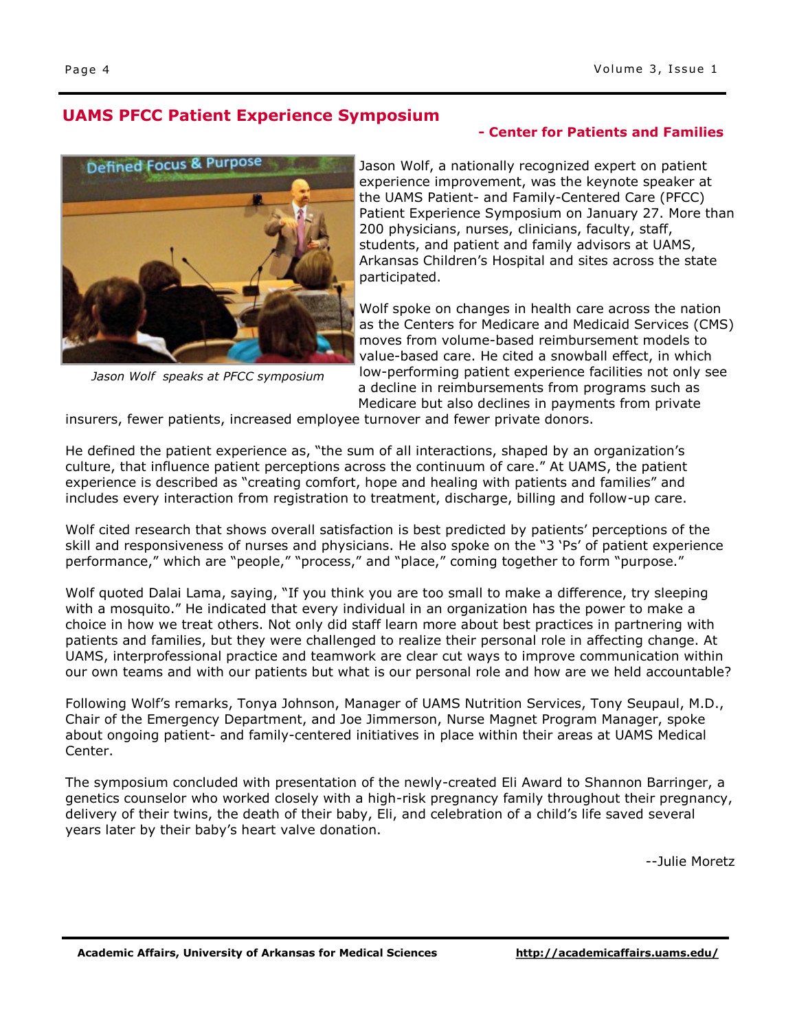## UAMS PFCC Patient Experience Symposium

**- Center for Patients and Families**

*Jason Wolf speaks at PFCC symposium*

Jason Wolf, a nationally recognized expert on patient experience improvement, was the keynote speaker at the UAMS Patient- and Family-Centered Care (PFCC) Patient Experience Symposium on January 27. More than 200 physicians, nurses, clinicians, faculty, staff, students, and patient and family advisors at UAMS, Arkansas Children's Hospital and sites across the state participated.

Wolf spoke on changes in health care across the nation as the Centers for Medicare and Medicaid Services (CMS) moves from volume-based reimbursement models to value-based care. He cited a snowball effect, in which low-performing patient experience facilities not only see a decline in reimbursements from programs such as Medicare but also declines in payments from private insurers, fewer patients, increased employee turnover and fewer private donors.

He defined the patient experience as, "the sum of all interactions, shaped by an organization's culture, that influence patient perceptions across the continuum of care." At UAMS, the patient experience is described as "creating comfort, hope and healing with patients and families" and includes every interaction from registration to treatment, discharge, billing and follow-up care.

Wolf cited research that shows overall satisfaction is best predicted by patients' perceptions of the skill and responsiveness of nurses and physicians. He also spoke on the "3 'Ps' of patient experience performance," which are "people," "process," and "place," coming together to form "purpose."

Wolf quoted Dalai Lama, saying, "If you think you are too small to make a difference, try sleeping with a mosquito." He indicated that every individual in an organization has the power to make a choice in how we treat others. Not only did staff learn more about best practices in partnering with patients and families, but they were challenged to realize their personal role in affecting change. At UAMS, interprofessional practice and teamwork are clear cut ways to improve communication within our own teams and with our patients but what is our personal role and how are we held accountable?

Following Wolf's remarks, Tonya Johnson, Manager of UAMS Nutrition Services, Tony Seupaul, M.D., Chair of the Emergency Department, and Joe Jimmerson, Nurse Magnet Program Manager, spoke about ongoing patient- and family-centered initiatives in place within their areas at UAMS Medical Center.

The symposium concluded with presentation of the newly-created Eli Award to Shannon Barringer, a genetics counselor who worked closely with a high-risk pregnancy family throughout their pregnancy, delivery of their twins, the death of their baby, Eli, and celebration of a child's life saved several years later by their baby's heart valve donation.

--Julie Moretz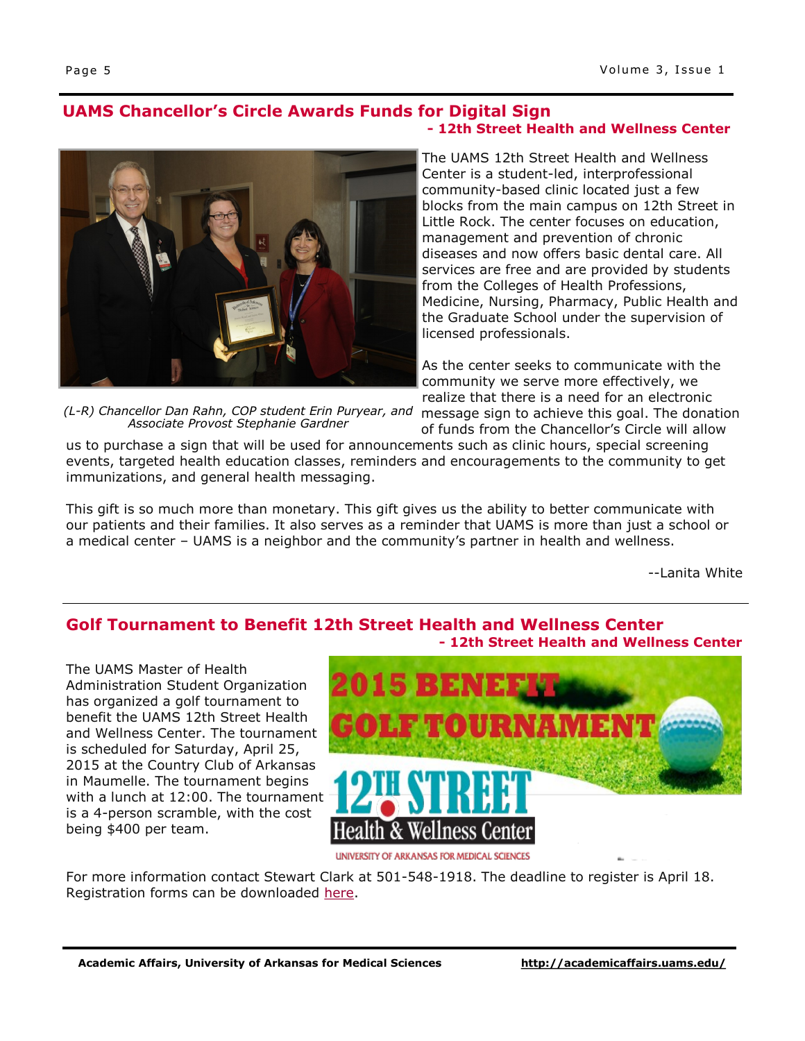## UAMS Chancellor's Circle Awards Funds for Digital Sign

**- 12th Street Health and Wellness Center**

*(L-R) Chancellor Dan Rahn, COP student Erin Puryear, and Associate Provost Stephanie Gardner*

The UAMS 12th Street Health and Wellness Center is a student-led, interprofessional community-based clinic located just a few blocks from the main campus on 12th Street in Little Rock. The center focuses on education, management and prevention of chronic diseases and now offers basic dental care. All services are free and are provided by students from the Colleges of Health Professions, Medicine, Nursing, Pharmacy, Public Health and the Graduate School under the supervision of licensed professionals.

As the center seeks to communicate with the community we serve more effectively, we realize that there is a need for an electronic message sign to achieve this goal. The donation of funds from the Chancellor's Circle will allow us to purchase a sign that will be used for announcements such as clinic hours, special screening events, targeted health education classes, reminders and encouragements to the community to get immunizations, and general health messaging.

This gift is so much more than monetary. This gift gives us the ability to better communicate with our patients and their families. It also serves as a reminder that UAMS is more than just a school or a medical center – UAMS is a neighbor and the community's partner in health and wellness.

--Lanita White

## Golf Tournament to Benefit 12th Street Health and Wellness Center

**- 12th Street Health and Wellness Center**

The UAMS Master of Health Administration Student Organization has organized a golf tournament to benefit the UAMS 12th Street Health and Wellness Center. The tournament is scheduled for Saturday, April 25, 2015 at the Country Club of Arkansas in Maumelle. The tournament begins with a lunch at 12:00. The tournament is a 4-person scramble, with the cost being $400 per team.

2015 BENEFIT GOLF TOURNAMENT

12TH STREET Health & Wellness Center

UNIVERSITY OF ARKANSAS FOR MEDICAL SCIENCES

For more information contact Stewart Clark at 501-548-1918. The deadline to register is April 18. Registration forms can be downloaded here.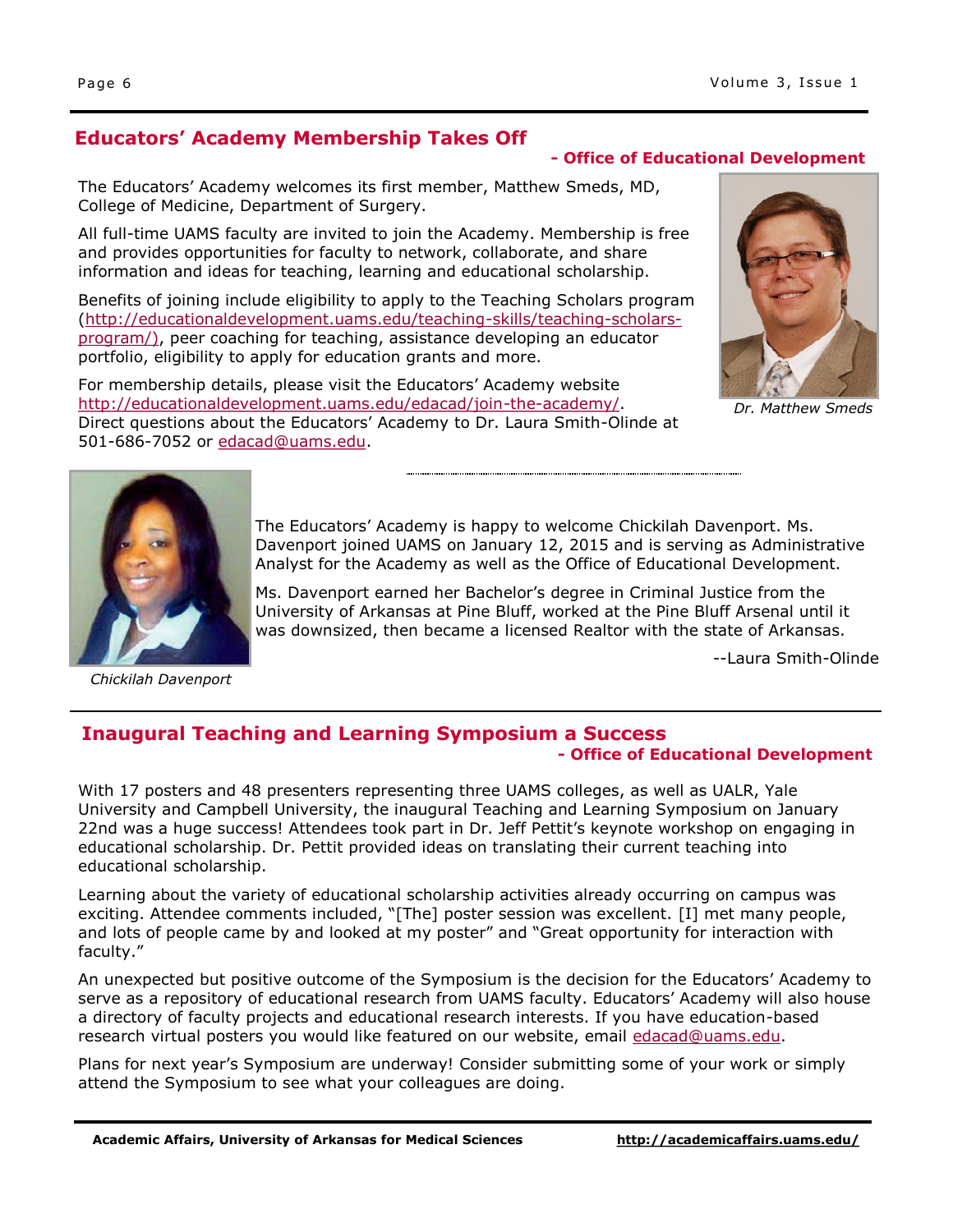## Educators' Academy Membership Takes Off

**- Office of Educational Development**

The Educators' Academy welcomes its first member, Matthew Smeds, MD, College of Medicine, Department of Surgery.

All full-time UAMS faculty are invited to join the Academy. Membership is free and provides opportunities for faculty to network, collaborate, and share information and ideas for teaching, learning and educational scholarship.

Benefits of joining include eligibility to apply to the Teaching Scholars program (http://educationaldevelopment.uams.edu/teaching-skills/teaching-scholars-program/), peer coaching for teaching, assistance developing an educator portfolio, eligibility to apply for education grants and more.

For membership details, please visit the Educators' Academy website http://educationaldevelopment.uams.edu/edacad/join-the-academy/. Direct questions about the Educators' Academy to Dr. Laura Smith-Olinde at 501-686-7052 or edacad@uams.edu.

*Dr. Matthew Smeds*

The Educators' Academy is happy to welcome Chickilah Davenport. Ms. Davenport joined UAMS on January 12, 2015 and is serving as Administrative Analyst for the Academy as well as the Office of Educational Development.

Ms. Davenport earned her Bachelor's degree in Criminal Justice from the University of Arkansas at Pine Bluff, worked at the Pine Bluff Arsenal until it was downsized, then became a licensed Realtor with the state of Arkansas.

--Laura Smith-Olinde

*Chickilah Davenport*

## Inaugural Teaching and Learning Symposium a Success

**- Office of Educational Development**

With 17 posters and 48 presenters representing three UAMS colleges, as well as UALR, Yale University and Campbell University, the inaugural Teaching and Learning Symposium on January 22nd was a huge success! Attendees took part in Dr. Jeff Pettit's keynote workshop on engaging in educational scholarship. Dr. Pettit provided ideas on translating their current teaching into educational scholarship.

Learning about the variety of educational scholarship activities already occurring on campus was exciting. Attendee comments included, "[The] poster session was excellent. [I] met many people, and lots of people came by and looked at my poster" and "Great opportunity for interaction with faculty."

An unexpected but positive outcome of the Symposium is the decision for the Educators' Academy to serve as a repository of educational research from UAMS faculty. Educators' Academy will also house a directory of faculty projects and educational research interests. If you have education-based research virtual posters you would like featured on our website, email edacad@uams.edu.

Plans for next year's Symposium are underway! Consider submitting some of your work or simply attend the Symposium to see what your colleagues are doing.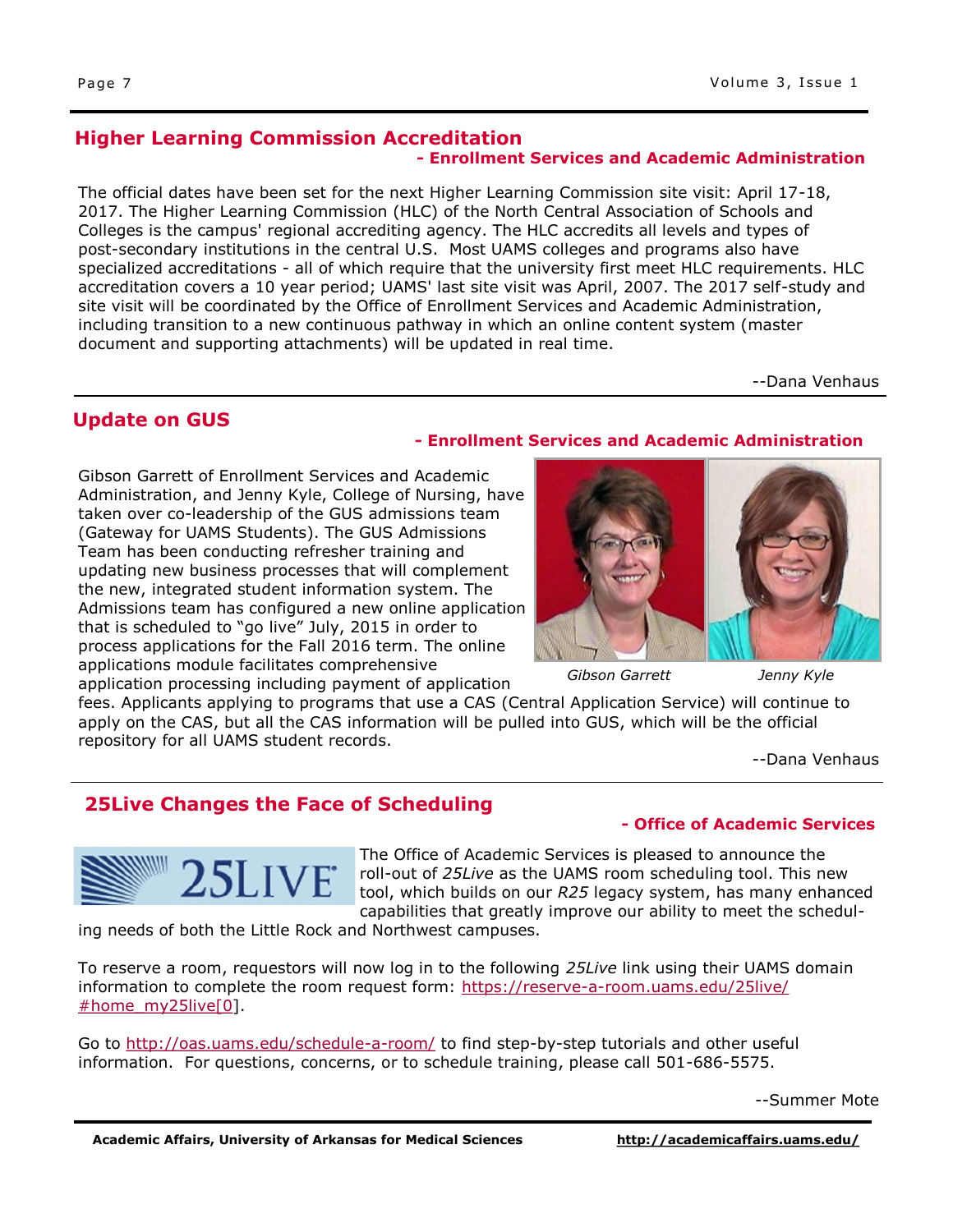## Higher Learning Commission Accreditation

**- Enrollment Services and Academic Administration**

The official dates have been set for the next Higher Learning Commission site visit: April 17-18, 2017. The Higher Learning Commission (HLC) of the North Central Association of Schools and Colleges is the campus' regional accrediting agency. The HLC accredits all levels and types of post-secondary institutions in the central U.S. Most UAMS colleges and programs also have specialized accreditations - all of which require that the university first meet HLC requirements. HLC accreditation covers a 10 year period; UAMS' last site visit was April, 2007. The 2017 self-study and site visit will be coordinated by the Office of Enrollment Services and Academic Administration, including transition to a new continuous pathway in which an online content system (master document and supporting attachments) will be updated in real time.

--Dana Venhaus

## Update on GUS

**- Enrollment Services and Academic Administration**

Gibson Garrett of Enrollment Services and Academic Administration, and Jenny Kyle, College of Nursing, have taken over co-leadership of the GUS admissions team (Gateway for UAMS Students). The GUS Admissions Team has been conducting refresher training and updating new business processes that will complement the new, integrated student information system. The Admissions team has configured a new online application that is scheduled to "go live" July, 2015 in order to process applications for the Fall 2016 term. The online applications module facilitates comprehensive application processing including payment of application fees. Applicants applying to programs that use a CAS (Central Application Service) will continue to apply on the CAS, but all the CAS information will be pulled into GUS, which will be the official repository for all UAMS student records.

*Gibson Garrett* *Jenny Kyle*

--Dana Venhaus

## 25Live Changes the Face of Scheduling

**- Office of Academic Services**

The Office of Academic Services is pleased to announce the roll-out of *25Live* as the UAMS room scheduling tool. This new tool, which builds on our *R25* legacy system, has many enhanced capabilities that greatly improve our ability to meet the scheduling needs of both the Little Rock and Northwest campuses.

To reserve a room, requestors will now log in to the following *25Live* link using their UAMS domain information to complete the room request form: https://reserve-a-room.uams.edu/25live/#home_my25live[0].

Go to http://oas.uams.edu/schedule-a-room/ to find step-by-step tutorials and other useful information. For questions, concerns, or to schedule training, please call 501-686-5575.

--Summer Mote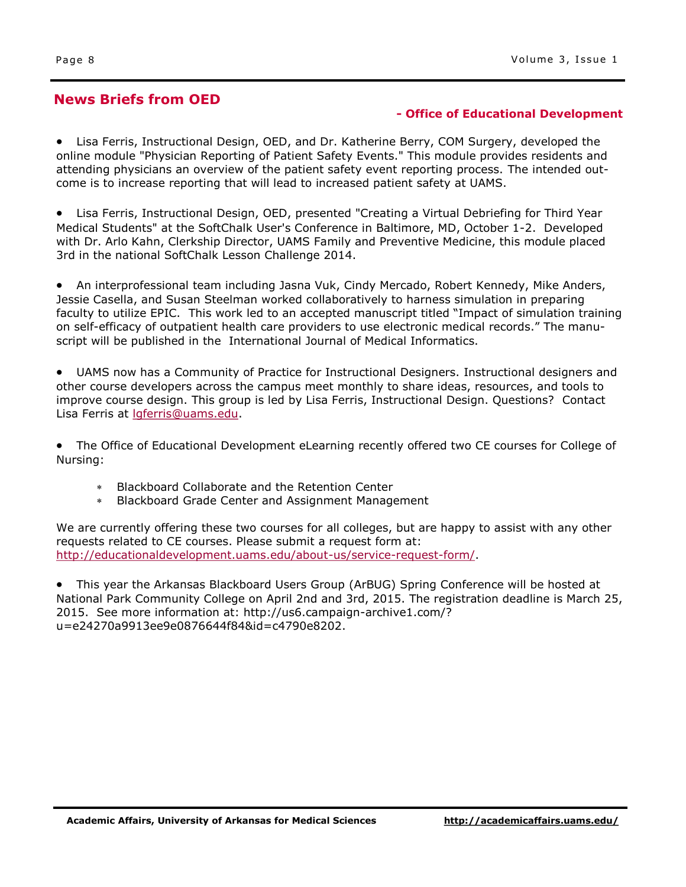## News Briefs from OED

**- Office of Educational Development**

- Lisa Ferris, Instructional Design, OED, and Dr. Katherine Berry, COM Surgery, developed the online module "Physician Reporting of Patient Safety Events." This module provides residents and attending physicians an overview of the patient safety event reporting process. The intended outcome is to increase reporting that will lead to increased patient safety at UAMS.

- Lisa Ferris, Instructional Design, OED, presented "Creating a Virtual Debriefing for Third Year Medical Students" at the SoftChalk User's Conference in Baltimore, MD, October 1-2. Developed with Dr. Arlo Kahn, Clerkship Director, UAMS Family and Preventive Medicine, this module placed 3rd in the national SoftChalk Lesson Challenge 2014.

- An interprofessional team including Jasna Vuk, Cindy Mercado, Robert Kennedy, Mike Anders, Jessie Casella, and Susan Steelman worked collaboratively to harness simulation in preparing faculty to utilize EPIC. This work led to an accepted manuscript titled "Impact of simulation training on self-efficacy of outpatient health care providers to use electronic medical records." The manuscript will be published in the International Journal of Medical Informatics.

- UAMS now has a Community of Practice for Instructional Designers. Instructional designers and other course developers across the campus meet monthly to share ideas, resources, and tools to improve course design. This group is led by Lisa Ferris, Instructional Design. Questions? Contact Lisa Ferris at lgferris@uams.edu.

- The Office of Educational Development eLearning recently offered two CE courses for College of Nursing:
  - Blackboard Collaborate and the Retention Center
  - Blackboard Grade Center and Assignment Management

We are currently offering these two courses for all colleges, but are happy to assist with any other requests related to CE courses. Please submit a request form at: http://educationaldevelopment.uams.edu/about-us/service-request-form/.

- This year the Arkansas Blackboard Users Group (ArBUG) Spring Conference will be hosted at National Park Community College on April 2nd and 3rd, 2015. The registration deadline is March 25, 2015. See more information at: http://us6.campaign-archive1.com/?u=e24270a9913ee9e0876644f84&id=c4790e8202.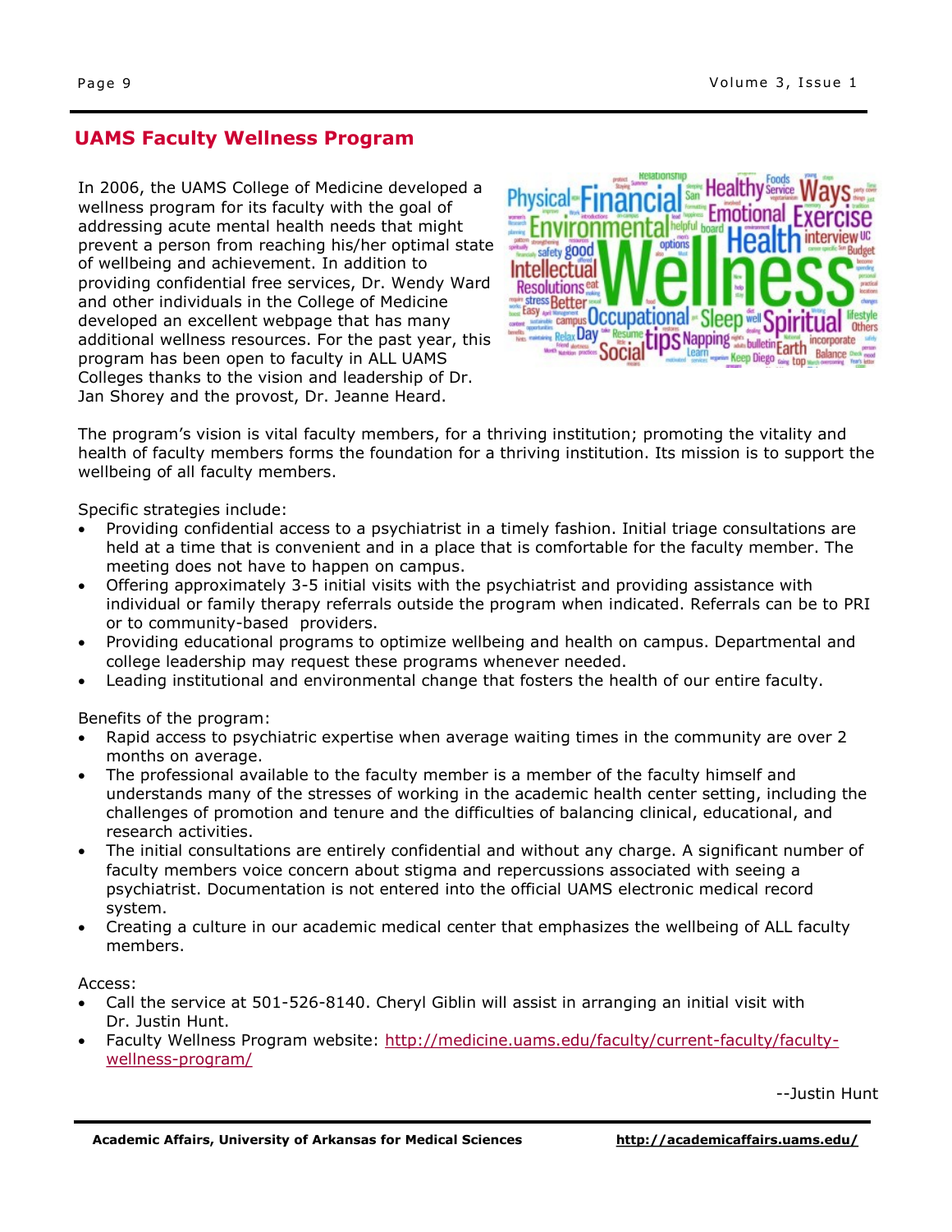## UAMS Faculty Wellness Program

In 2006, the UAMS College of Medicine developed a wellness program for its faculty with the goal of addressing acute mental health needs that might prevent a person from reaching his/her optimal state of wellbeing and achievement. In addition to providing confidential free services, Dr. Wendy Ward and other individuals in the College of Medicine developed an excellent webpage that has many additional wellness resources. For the past year, this program has been open to faculty in ALL UAMS Colleges thanks to the vision and leadership of Dr. Jan Shorey and the provost, Dr. Jeanne Heard.

The program's vision is vital faculty members, for a thriving institution; promoting the vitality and health of faculty members forms the foundation for a thriving institution. Its mission is to support the wellbeing of all faculty members.

Specific strategies include:

- Providing confidential access to a psychiatrist in a timely fashion. Initial triage consultations are held at a time that is convenient and in a place that is comfortable for the faculty member. The meeting does not have to happen on campus.
- Offering approximately 3-5 initial visits with the psychiatrist and providing assistance with individual or family therapy referrals outside the program when indicated. Referrals can be to PRI or to community-based providers.
- Providing educational programs to optimize wellbeing and health on campus. Departmental and college leadership may request these programs whenever needed.
- Leading institutional and environmental change that fosters the health of our entire faculty.

Benefits of the program:

- Rapid access to psychiatric expertise when average waiting times in the community are over 2 months on average.
- The professional available to the faculty member is a member of the faculty himself and understands many of the stresses of working in the academic health center setting, including the challenges of promotion and tenure and the difficulties of balancing clinical, educational, and research activities.
- The initial consultations are entirely confidential and without any charge. A significant number of faculty members voice concern about stigma and repercussions associated with seeing a psychiatrist. Documentation is not entered into the official UAMS electronic medical record system.
- Creating a culture in our academic medical center that emphasizes the wellbeing of ALL faculty members.

Access:

- Call the service at 501-526-8140. Cheryl Giblin will assist in arranging an initial visit with Dr. Justin Hunt.
- Faculty Wellness Program website: http://medicine.uams.edu/faculty/current-faculty/faculty-wellness-program/

--Justin Hunt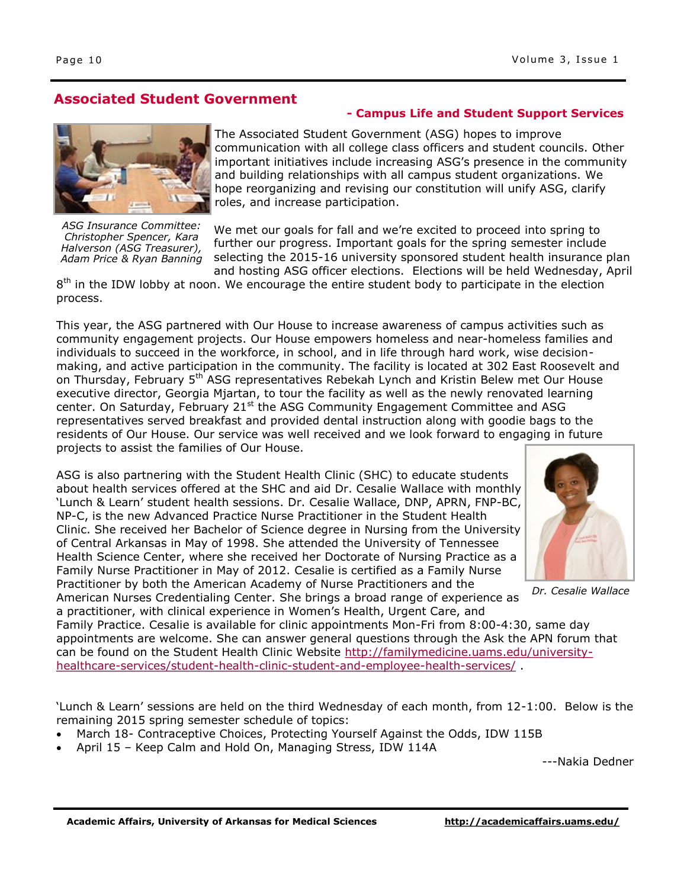## Associated Student Government

**- Campus Life and Student Support Services**

*ASG Insurance Committee: Christopher Spencer, Kara Halverson (ASG Treasurer), Adam Price & Ryan Banning*

The Associated Student Government (ASG) hopes to improve communication with all college class officers and student councils. Other important initiatives include increasing ASG's presence in the community and building relationships with all campus student organizations. We hope reorganizing and revising our constitution will unify ASG, clarify roles, and increase participation.

We met our goals for fall and we're excited to proceed into spring to further our progress. Important goals for the spring semester include selecting the 2015-16 university sponsored student health insurance plan and hosting ASG officer elections. Elections will be held Wednesday, April 8th in the IDW lobby at noon. We encourage the entire student body to participate in the election process.

This year, the ASG partnered with Our House to increase awareness of campus activities such as community engagement projects. Our House empowers homeless and near-homeless families and individuals to succeed in the workforce, in school, and in life through hard work, wise decision-making, and active participation in the community. The facility is located at 302 East Roosevelt and on Thursday, February 5th ASG representatives Rebekah Lynch and Kristin Belew met Our House executive director, Georgia Mjartan, to tour the facility as well as the newly renovated learning center. On Saturday, February 21st the ASG Community Engagement Committee and ASG representatives served breakfast and provided dental instruction along with goodie bags to the residents of Our House. Our service was well received and we look forward to engaging in future projects to assist the families of Our House.

ASG is also partnering with the Student Health Clinic (SHC) to educate students about health services offered at the SHC and aid Dr. Cesalie Wallace with monthly 'Lunch & Learn' student health sessions. Dr. Cesalie Wallace, DNP, APRN, FNP-BC, NP-C, is the new Advanced Practice Nurse Practitioner in the Student Health Clinic. She received her Bachelor of Science degree in Nursing from the University of Central Arkansas in May of 1998. She attended the University of Tennessee Health Science Center, where she received her Doctorate of Nursing Practice as a Family Nurse Practitioner in May of 2012. Cesalie is certified as a Family Nurse Practitioner by both the American Academy of Nurse Practitioners and the American Nurses Credentialing Center. She brings a broad range of experience as a practitioner, with clinical experience in Women's Health, Urgent Care, and Family Practice. Cesalie is available for clinic appointments Mon-Fri from 8:00-4:30, same day appointments are welcome. She can answer general questions through the Ask the APN forum that can be found on the Student Health Clinic Website http://familymedicine.uams.edu/university-healthcare-services/student-health-clinic-student-and-employee-health-services/ .

*Dr. Cesalie Wallace*

'Lunch & Learn' sessions are held on the third Wednesday of each month, from 12-1:00. Below is the remaining 2015 spring semester schedule of topics:

- March 18- Contraceptive Choices, Protecting Yourself Against the Odds, IDW 115B
- April 15 – Keep Calm and Hold On, Managing Stress, IDW 114A

---Nakia Dedner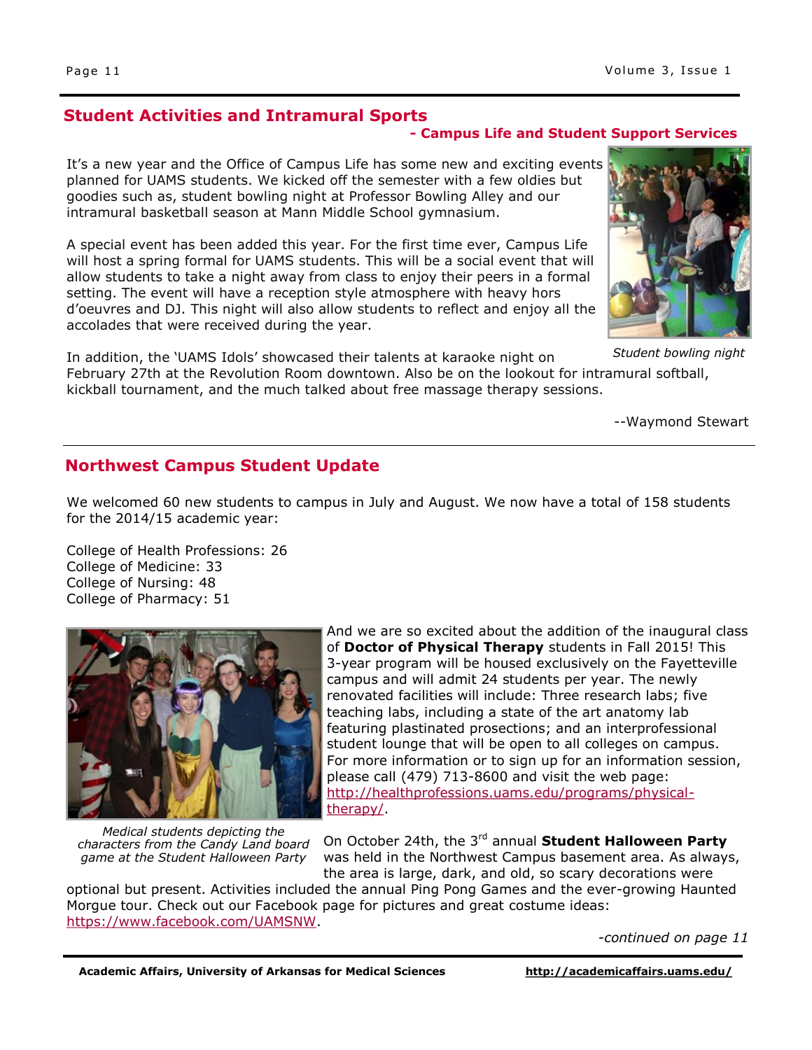## Student Activities and Intramural Sports

**- Campus Life and Student Support Services**

It's a new year and the Office of Campus Life has some new and exciting events planned for UAMS students. We kicked off the semester with a few oldies but goodies such as, student bowling night at Professor Bowling Alley and our intramural basketball season at Mann Middle School gymnasium.

A special event has been added this year. For the first time ever, Campus Life will host a spring formal for UAMS students. This will be a social event that will allow students to take a night away from class to enjoy their peers in a formal setting. The event will have a reception style atmosphere with heavy hors d'oeuvres and DJ. This night will also allow students to reflect and enjoy all the accolades that were received during the year.

*Student bowling night*

In addition, the 'UAMS Idols' showcased their talents at karaoke night on February 27th at the Revolution Room downtown. Also be on the lookout for intramural softball, kickball tournament, and the much talked about free massage therapy sessions.

--Waymond Stewart

## Northwest Campus Student Update

We welcomed 60 new students to campus in July and August. We now have a total of 158 students for the 2014/15 academic year:

College of Health Professions: 26
College of Medicine: 33
College of Nursing: 48
College of Pharmacy: 51

And we are so excited about the addition of the inaugural class of **Doctor of Physical Therapy** students in Fall 2015! This 3-year program will be housed exclusively on the Fayetteville campus and will admit 24 students per year. The newly renovated facilities will include: Three research labs; five teaching labs, including a state of the art anatomy lab featuring plastinated prosections; and an interprofessional student lounge that will be open to all colleges on campus. For more information or to sign up for an information session, please call (479) 713-8600 and visit the web page: http://healthprofessions.uams.edu/programs/physical-therapy/.

*Medical students depicting the characters from the Candy Land board game at the Student Halloween Party*

On October 24th, the 3rd annual **Student Halloween Party** was held in the Northwest Campus basement area. As always, the area is large, dark, and old, so scary decorations were optional but present. Activities included the annual Ping Pong Games and the ever-growing Haunted Morgue tour. Check out our Facebook page for pictures and great costume ideas: https://www.facebook.com/UAMSNW.

*-continued on page 11*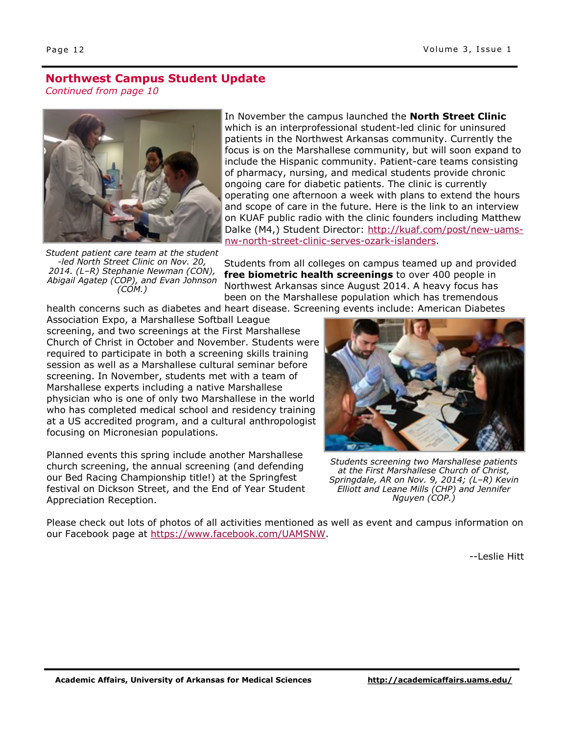## Northwest Campus Student Update

*Continued from page 10*

*Student patient care team at the student-led North Street Clinic on Nov. 20, 2014. (L–R) Stephanie Newman (CON), Abigail Agatep (COP), and Evan Johnson (COM.)*

In November the campus launched the **North Street Clinic** which is an interprofessional student-led clinic for uninsured patients in the Northwest Arkansas community. Currently the focus is on the Marshallese community, but will soon expand to include the Hispanic community. Patient-care teams consisting of pharmacy, nursing, and medical students provide chronic ongoing care for diabetic patients. The clinic is currently operating one afternoon a week with plans to extend the hours and scope of care in the future. Here is the link to an interview on KUAF public radio with the clinic founders including Matthew Dalke (M4,) Student Director: http://kuaf.com/post/new-uams-nw-north-street-clinic-serves-ozark-islanders.

Students from all colleges on campus teamed up and provided **free biometric health screenings** to over 400 people in Northwest Arkansas since August 2014. A heavy focus has been on the Marshallese population which has tremendous health concerns such as diabetes and heart disease. Screening events include: American Diabetes Association Expo, a Marshallese Softball League screening, and two screenings at the First Marshallese Church of Christ in October and November. Students were required to participate in both a screening skills training session as well as a Marshallese cultural seminar before screening. In November, students met with a team of Marshallese experts including a native Marshallese physician who is one of only two Marshallese in the world who has completed medical school and residency training at a US accredited program, and a cultural anthropologist focusing on Micronesian populations.

*Students screening two Marshallese patients at the First Marshallese Church of Christ, Springdale, AR on Nov. 9, 2014; (L–R) Kevin Elliott and Leane Mills (CHP) and Jennifer Nguyen (COP.)*

Planned events this spring include another Marshallese church screening, the annual screening (and defending our Bed Racing Championship title!) at the Springfest festival on Dickson Street, and the End of Year Student Appreciation Reception.

Please check out lots of photos of all activities mentioned as well as event and campus information on our Facebook page at https://www.facebook.com/UAMSNW.

--Leslie Hitt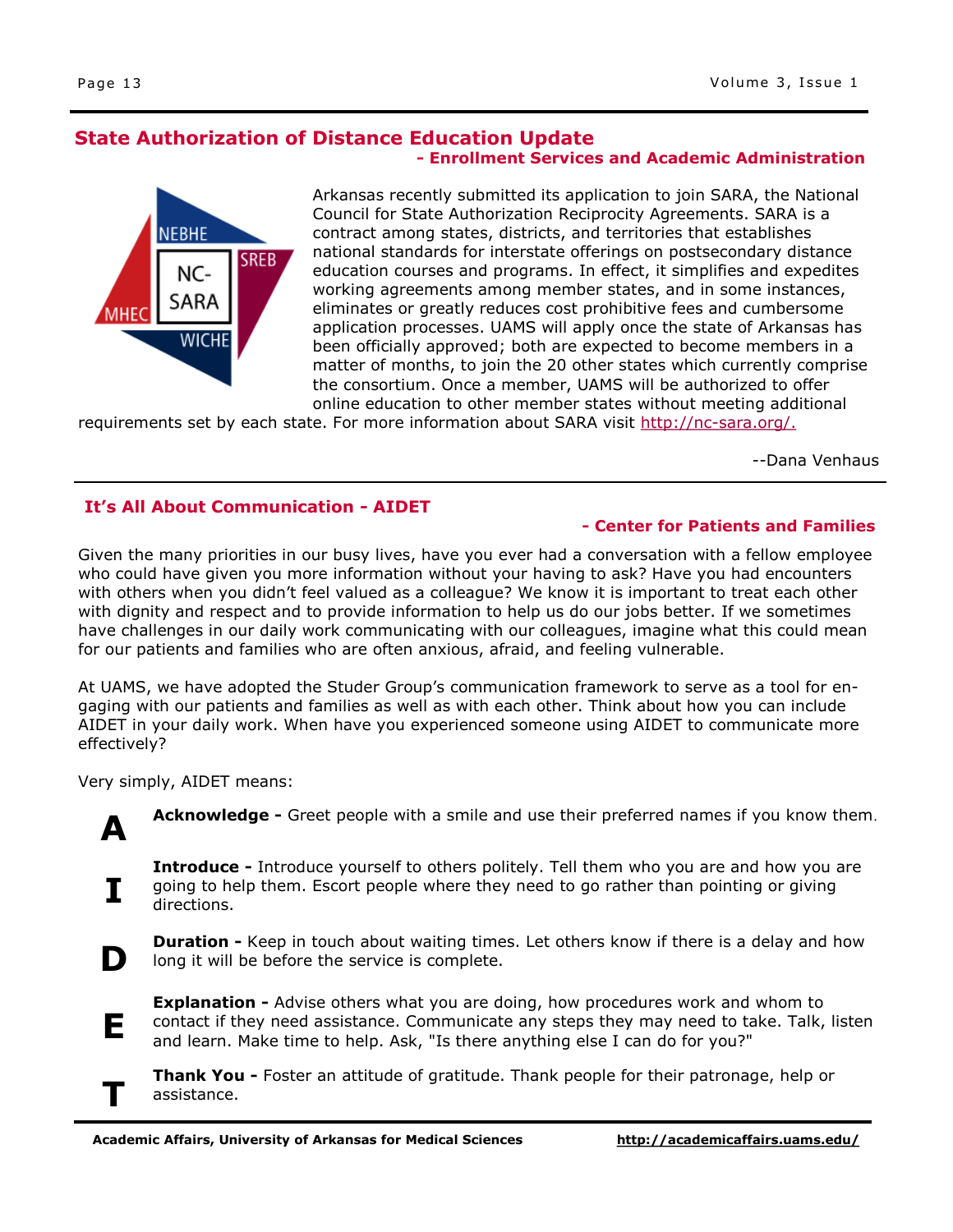## State Authorization of Distance Education Update

**- Enrollment Services and Academic Administration**

Arkansas recently submitted its application to join SARA, the National Council for State Authorization Reciprocity Agreements. SARA is a contract among states, districts, and territories that establishes national standards for interstate offerings on postsecondary distance education courses and programs. In effect, it simplifies and expedites working agreements among member states, and in some instances, eliminates or greatly reduces cost prohibitive fees and cumbersome application processes. UAMS will apply once the state of Arkansas has been officially approved; both are expected to become members in a matter of months, to join the 20 other states which currently comprise the consortium. Once a member, UAMS will be authorized to offer online education to other member states without meeting additional requirements set by each state. For more information about SARA visit http://nc-sara.org/.

--Dana Venhaus

## It's All About Communication - AIDET

**- Center for Patients and Families**

Given the many priorities in our busy lives, have you ever had a conversation with a fellow employee who could have given you more information without your having to ask? Have you had encounters with others when you didn't feel valued as a colleague? We know it is important to treat each other with dignity and respect and to provide information to help us do our jobs better. If we sometimes have challenges in our daily work communicating with our colleagues, imagine what this could mean for our patients and families who are often anxious, afraid, and feeling vulnerable.

At UAMS, we have adopted the Studer Group's communication framework to serve as a tool for engaging with our patients and families as well as with each other. Think about how you can include AIDET in your daily work. When have you experienced someone using AIDET to communicate more effectively?

Very simply, AIDET means:

**A** — **Acknowledge -** Greet people with a smile and use their preferred names if you know them.

**I** — **Introduce -** Introduce yourself to others politely. Tell them who you are and how you are going to help them. Escort people where they need to go rather than pointing or giving directions.

**D** — **Duration -** Keep in touch about waiting times. Let others know if there is a delay and how long it will be before the service is complete.

**E** — **Explanation -** Advise others what you are doing, how procedures work and whom to contact if they need assistance. Communicate any steps they may need to take. Talk, listen and learn. Make time to help. Ask, "Is there anything else I can do for you?"

**T** — **Thank You -** Foster an attitude of gratitude. Thank people for their patronage, help or assistance.